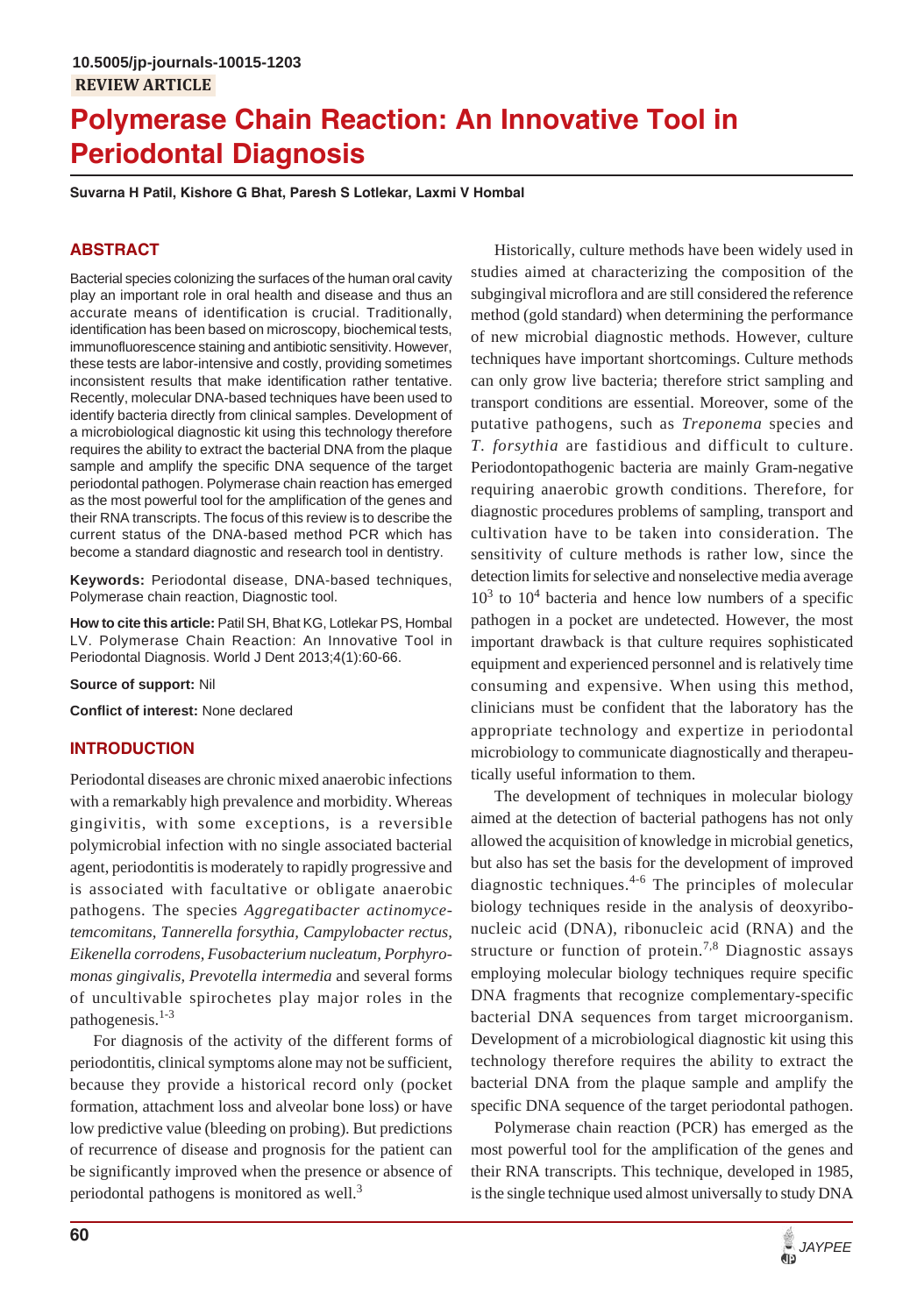10.5005/jp-journals-10015-1203

REVIEW ARTICLE

# Polymerase Chain Reaction: An Innovative Tool in Periodontal Diagnosis

**Suvarna H Patil, Kishore G Bhat, Paresh S Lotlekar, Laxmi V Hombal**

## ABSTRACT

Bacterial species colonizing the surfaces of the human oral cavity play an important role in oral health and disease and thus an accurate means of identification is crucial. Traditionally, identification has been based on microscopy, biochemical tests, immunofluorescence staining and antibiotic sensitivity. However, these tests are labor-intensive and costly, providing sometimes inconsistent results that make identification rather tentative. Recently, molecular DNA-based techniques have been used to identify bacteria directly from clinical samples. Development of a microbiological diagnostic kit using this technology therefore requires the ability to extract the bacterial DNA from the plaque sample and amplify the specific DNA sequence of the target periodontal pathogen. Polymerase chain reaction has emerged as the most powerful tool for the amplification of the genes and their RNA transcripts. The focus of this review is to describe the current status of the DNA-based method PCR which has become a standard diagnostic and research tool in dentistry.

**Keywords:** Periodontal disease, DNA-based techniques, Polymerase chain reaction, Diagnostic tool.

**How to cite this article:** Patil SH, Bhat KG, Lotlekar PS, Hombal LV. Polymerase Chain Reaction: An Innovative Tool in Periodontal Diagnosis. World J Dent 2013;4(1):60-66.

**Source of support:** Nil

**Conflict of interest:** None declared

## INTRODUCTION

Periodontal diseases are chronic mixed anaerobic infections with a remarkably high prevalence and morbidity. Whereas gingivitis, with some exceptions, is a reversible polymicrobial infection with no single associated bacterial agent, periodontitis is moderately to rapidly progressive and is associated with facultative or obligate anaerobic pathogens. The species *Aggregatibacter actinomycetemcomitans, Tannerella forsythia, Campylobacter rectus, Eikenella corrodens, Fusobacterium nucleatum, Porphyromonas gingivalis, Prevotella intermedia* and several forms of uncultivable spirochetes play major roles in the pathogenesis.[1-3]

For diagnosis of the activity of the different forms of periodontitis, clinical symptoms alone may not be sufficient, because they provide a historical record only (pocket formation, attachment loss and alveolar bone loss) or have low predictive value (bleeding on probing). But predictions of recurrence of disease and prognosis for the patient can be significantly improved when the presence or absence of periodontal pathogens is monitored as well.[3]

Historically, culture methods have been widely used in studies aimed at characterizing the composition of the subgingival microflora and are still considered the reference method (gold standard) when determining the performance of new microbial diagnostic methods. However, culture techniques have important shortcomings. Culture methods can only grow live bacteria; therefore strict sampling and transport conditions are essential. Moreover, some of the putative pathogens, such as *Treponema* species and *T. forsythia* are fastidious and difficult to culture. Periodontopathogenic bacteria are mainly Gram-negative requiring anaerobic growth conditions. Therefore, for diagnostic procedures problems of sampling, transport and cultivation have to be taken into consideration. The sensitivity of culture methods is rather low, since the detection limits for selective and nonselective media average $10^3$ to $10^4$ bacteria and hence low numbers of a specific pathogen in a pocket are undetected. However, the most important drawback is that culture requires sophisticated equipment and experienced personnel and is relatively time consuming and expensive. When using this method, clinicians must be confident that the laboratory has the appropriate technology and expertize in periodontal microbiology to communicate diagnostically and therapeutically useful information to them.

The development of techniques in molecular biology aimed at the detection of bacterial pathogens has not only allowed the acquisition of knowledge in microbial genetics, but also has set the basis for the development of improved diagnostic techniques.[4-6] The principles of molecular biology techniques reside in the analysis of deoxyribonucleic acid (DNA), ribonucleic acid (RNA) and the structure or function of protein.[7,8] Diagnostic assays employing molecular biology techniques require specific DNA fragments that recognize complementary-specific bacterial DNA sequences from target microorganism. Development of a microbiological diagnostic kit using this technology therefore requires the ability to extract the bacterial DNA from the plaque sample and amplify the specific DNA sequence of the target periodontal pathogen.

Polymerase chain reaction (PCR) has emerged as the most powerful tool for the amplification of the genes and their RNA transcripts. This technique, developed in 1985, is the single technique used almost universally to study DNA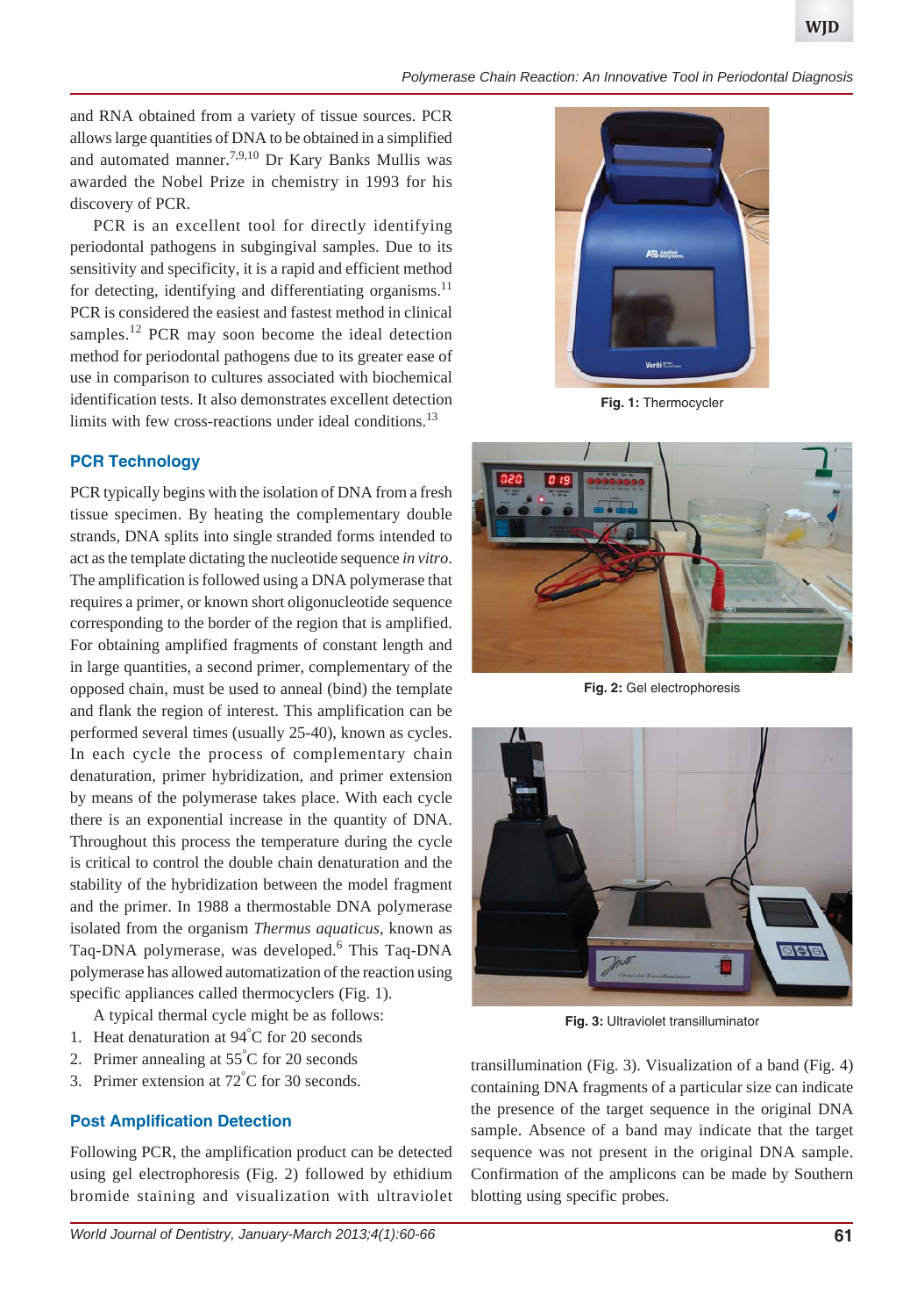and RNA obtained from a variety of tissue sources. PCR allows large quantities of DNA to be obtained in a simplified and automated manner.[7,9,10] Dr Kary Banks Mullis was awarded the Nobel Prize in chemistry in 1993 for his discovery of PCR.

PCR is an excellent tool for directly identifying periodontal pathogens in subgingival samples. Due to its sensitivity and specificity, it is a rapid and efficient method for detecting, identifying and differentiating organisms.[11] PCR is considered the easiest and fastest method in clinical samples.[12] PCR may soon become the ideal detection method for periodontal pathogens due to its greater ease of use in comparison to cultures associated with biochemical identification tests. It also demonstrates excellent detection limits with few cross-reactions under ideal conditions.[13]

## PCR Technology

PCR typically begins with the isolation of DNA from a fresh tissue specimen. By heating the complementary double strands, DNA splits into single stranded forms intended to act as the template dictating the nucleotide sequence *in vitro*. The amplification is followed using a DNA polymerase that requires a primer, or known short oligonucleotide sequence corresponding to the border of the region that is amplified. For obtaining amplified fragments of constant length and in large quantities, a second primer, complementary of the opposed chain, must be used to anneal (bind) the template and flank the region of interest. This amplification can be performed several times (usually 25-40), known as cycles. In each cycle the process of complementary chain denaturation, primer hybridization, and primer extension by means of the polymerase takes place. With each cycle there is an exponential increase in the quantity of DNA. Throughout this process the temperature during the cycle is critical to control the double chain denaturation and the stability of the hybridization between the model fragment and the primer. In 1988 a thermostable DNA polymerase isolated from the organism *Thermus aquaticus*, known as Taq-DNA polymerase, was developed.[6] This Taq-DNA polymerase has allowed automatization of the reaction using specific appliances called thermocyclers (Fig. 1).

**Fig. 1:** Thermocycler

A typical thermal cycle might be as follows:

1. Heat denaturation at 94°C for 20 seconds
2. Primer annealing at 55°C for 20 seconds
3. Primer extension at 72°C for 30 seconds.

## Post Amplification Detection

Following PCR, the amplification product can be detected using gel electrophoresis (Fig. 2) followed by ethidium bromide staining and visualization with ultraviolet transillumination (Fig. 3). Visualization of a band (Fig. 4) containing DNA fragments of a particular size can indicate the presence of the target sequence in the original DNA sample. Absence of a band may indicate that the target sequence was not present in the original DNA sample. Confirmation of the amplicons can be made by Southern blotting using specific probes.

**Fig. 2:** Gel electrophoresis

**Fig. 3:** Ultraviolet transilluminator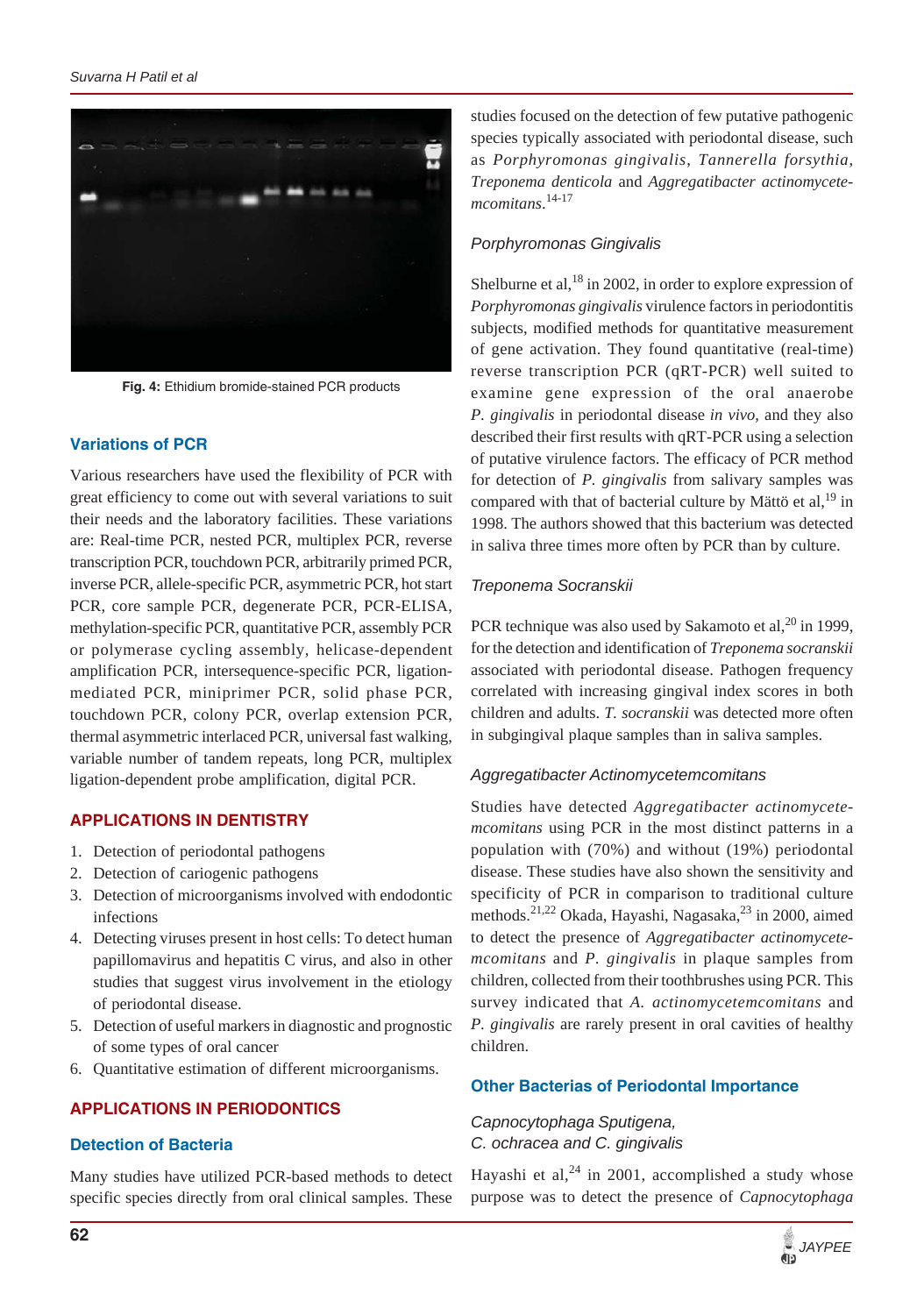Fig. 4: Ethidium bromide-stained PCR products

### Variations of PCR

Various researchers have used the flexibility of PCR with great efficiency to come out with several variations to suit their needs and the laboratory facilities. These variations are: Real-time PCR, nested PCR, multiplex PCR, reverse transcription PCR, touchdown PCR, arbitrarily primed PCR, inverse PCR, allele-specific PCR, asymmetric PCR, hot start PCR, core sample PCR, degenerate PCR, PCR-ELISA, methylation-specific PCR, quantitative PCR, assembly PCR or polymerase cycling assembly, helicase-dependent amplification PCR, intersequence-specific PCR, ligation-mediated PCR, miniprimer PCR, solid phase PCR, touchdown PCR, colony PCR, overlap extension PCR, thermal asymmetric interlaced PCR, universal fast walking, variable number of tandem repeats, long PCR, multiplex ligation-dependent probe amplification, digital PCR.

## APPLICATIONS IN DENTISTRY

1. Detection of periodontal pathogens
2. Detection of cariogenic pathogens
3. Detection of microorganisms involved with endodontic infections
4. Detecting viruses present in host cells: To detect human papillomavirus and hepatitis C virus, and also in other studies that suggest virus involvement in the etiology of periodontal disease.
5. Detection of useful markers in diagnostic and prognostic of some types of oral cancer
6. Quantitative estimation of different microorganisms.

## APPLICATIONS IN PERIODONTICS

### Detection of Bacteria

Many studies have utilized PCR-based methods to detect specific species directly from oral clinical samples. These studies focused on the detection of few putative pathogenic species typically associated with periodontal disease, such as *Porphyromonas gingivalis*, *Tannerella forsythia*, *Treponema denticola* and *Aggregatibacter actinomycetemcomitans*.[14-17]

#### *Porphyromonas Gingivalis*

Shelburne et al,[18] in 2002, in order to explore expression of *Porphyromonas gingivalis* virulence factors in periodontitis subjects, modified methods for quantitative measurement of gene activation. They found quantitative (real-time) reverse transcription PCR (qRT-PCR) well suited to examine gene expression of the oral anaerobe *P. gingivalis* in periodontal disease *in vivo*, and they also described their first results with qRT-PCR using a selection of putative virulence factors. The efficacy of PCR method for detection of *P. gingivalis* from salivary samples was compared with that of bacterial culture by Mättö et al,[19] in 1998. The authors showed that this bacterium was detected in saliva three times more often by PCR than by culture.

#### *Treponema Socranskii*

PCR technique was also used by Sakamoto et al,[20] in 1999, for the detection and identification of *Treponema socranskii* associated with periodontal disease. Pathogen frequency correlated with increasing gingival index scores in both children and adults. *T. socranskii* was detected more often in subgingival plaque samples than in saliva samples.

#### *Aggregatibacter Actinomycetemcomitans*

Studies have detected *Aggregatibacter actinomycetemcomitans* using PCR in the most distinct patterns in a population with (70%) and without (19%) periodontal disease. These studies have also shown the sensitivity and specificity of PCR in comparison to traditional culture methods.[21,22] Okada, Hayashi, Nagasaka,[23] in 2000, aimed to detect the presence of *Aggregatibacter actinomycetemcomitans* and *P. gingivalis* in plaque samples from children, collected from their toothbrushes using PCR. This survey indicated that *A. actinomycetemcomitans* and *P. gingivalis* are rarely present in oral cavities of healthy children.

### Other Bacterias of Periodontal Importance

#### *Capnocytophaga Sputigena, C. ochracea and C. gingivalis*

Hayashi et al,[24] in 2001, accomplished a study whose purpose was to detect the presence of *Capnocytophaga*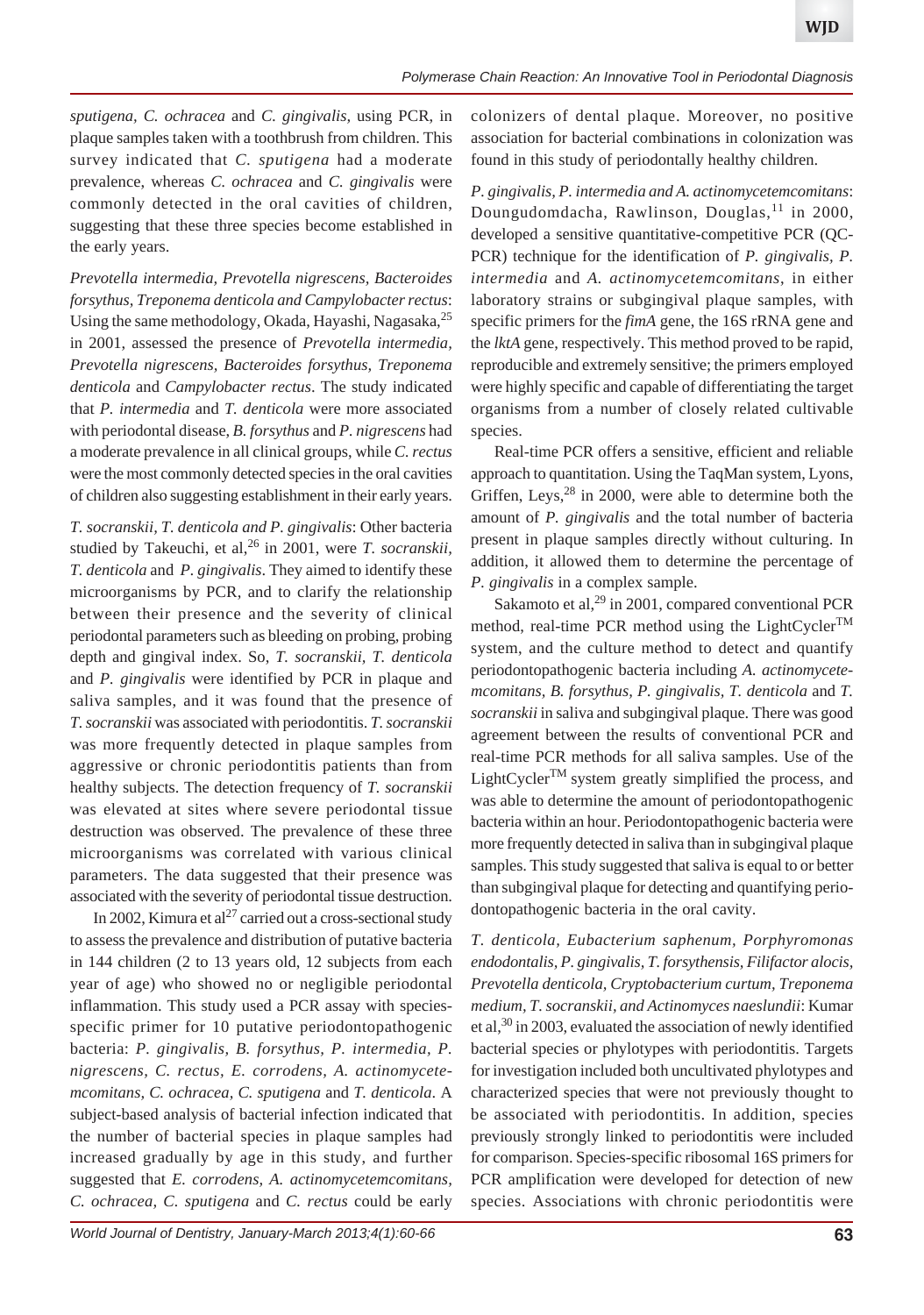*sputigena, C. ochracea* and *C. gingivalis*, using PCR, in plaque samples taken with a toothbrush from children. This survey indicated that *C. sputigena* had a moderate prevalence, whereas *C. ochracea* and *C. gingivalis* were commonly detected in the oral cavities of children, suggesting that these three species become established in the early years.

*Prevotella intermedia, Prevotella nigrescens, Bacteroides forsythus, Treponema denticola and Campylobacter rectus*: Using the same methodology, Okada, Hayashi, Nagasaka,[25] in 2001, assessed the presence of *Prevotella intermedia, Prevotella nigrescens, Bacteroides forsythus, Treponema denticola* and *Campylobacter rectus*. The study indicated that *P. intermedia* and *T. denticola* were more associated with periodontal disease, *B. forsythus* and *P. nigrescens* had a moderate prevalence in all clinical groups, while *C. rectus* were the most commonly detected species in the oral cavities of children also suggesting establishment in their early years.

*T. socranskii, T. denticola and P. gingivalis*: Other bacteria studied by Takeuchi, et al,[26] in 2001, were *T. socranskii, T. denticola* and *P. gingivalis*. They aimed to identify these microorganisms by PCR, and to clarify the relationship between their presence and the severity of clinical periodontal parameters such as bleeding on probing, probing depth and gingival index. So, *T. socranskii, T. denticola* and *P. gingivalis* were identified by PCR in plaque and saliva samples, and it was found that the presence of *T. socranskii* was associated with periodontitis. *T. socranskii* was more frequently detected in plaque samples from aggressive or chronic periodontitis patients than from healthy subjects. The detection frequency of *T. socranskii* was elevated at sites where severe periodontal tissue destruction was observed. The prevalence of these three microorganisms was correlated with various clinical parameters. The data suggested that their presence was associated with the severity of periodontal tissue destruction.

In 2002, Kimura et al[27] carried out a cross-sectional study to assess the prevalence and distribution of putative bacteria in 144 children (2 to 13 years old, 12 subjects from each year of age) who showed no or negligible periodontal inflammation. This study used a PCR assay with species-specific primer for 10 putative periodontopathogenic bacteria: *P. gingivalis, B. forsythus, P. intermedia, P. nigrescens, C. rectus, E. corrodens, A. actinomycetemcomitans, C. ochracea, C. sputigena* and *T. denticola*. A subject-based analysis of bacterial infection indicated that the number of bacterial species in plaque samples had increased gradually by age in this study, and further suggested that *E. corrodens, A. actinomycetemcomitans, C. ochracea, C. sputigena* and *C. rectus* could be early colonizers of dental plaque. Moreover, no positive association for bacterial combinations in colonization was found in this study of periodontally healthy children.

*P. gingivalis, P. intermedia and A. actinomycetemcomitans*: Doungudomdacha, Rawlinson, Douglas,[11] in 2000, developed a sensitive quantitative-competitive PCR (QC-PCR) technique for the identification of *P. gingivalis, P. intermedia* and *A. actinomycetemcomitans*, in either laboratory strains or subgingival plaque samples, with specific primers for the *fimA* gene, the 16S rRNA gene and the *lktA* gene, respectively. This method proved to be rapid, reproducible and extremely sensitive; the primers employed were highly specific and capable of differentiating the target organisms from a number of closely related cultivable species.

Real-time PCR offers a sensitive, efficient and reliable approach to quantitation. Using the TaqMan system, Lyons, Griffen, Leys,[28] in 2000, were able to determine both the amount of *P. gingivalis* and the total number of bacteria present in plaque samples directly without culturing. In addition, it allowed them to determine the percentage of *P. gingivalis* in a complex sample.

Sakamoto et al,[29] in 2001, compared conventional PCR method, real-time PCR method using the LightCycler™ system, and the culture method to detect and quantify periodontopathogenic bacteria including *A. actinomycetemcomitans, B. forsythus, P. gingivalis, T. denticola* and *T. socranskii* in saliva and subgingival plaque. There was good agreement between the results of conventional PCR and real-time PCR methods for all saliva samples. Use of the LightCycler™ system greatly simplified the process, and was able to determine the amount of periodontopathogenic bacteria within an hour. Periodontopathogenic bacteria were more frequently detected in saliva than in subgingival plaque samples. This study suggested that saliva is equal to or better than subgingival plaque for detecting and quantifying periodontopathogenic bacteria in the oral cavity.

*T. denticola, Eubacterium saphenum, Porphyromonas endodontalis, P. gingivalis, T. forsythensis, Filifactor alocis, Prevotella denticola, Cryptobacterium curtum, Treponema medium, T. socranskii, and Actinomyces naeslundii*: Kumar et al,[30] in 2003, evaluated the association of newly identified bacterial species or phylotypes with periodontitis. Targets for investigation included both uncultivated phylotypes and characterized species that were not previously thought to be associated with periodontitis. In addition, species previously strongly linked to periodontitis were included for comparison. Species-specific ribosomal 16S primers for PCR amplification were developed for detection of new species. Associations with chronic periodontitis were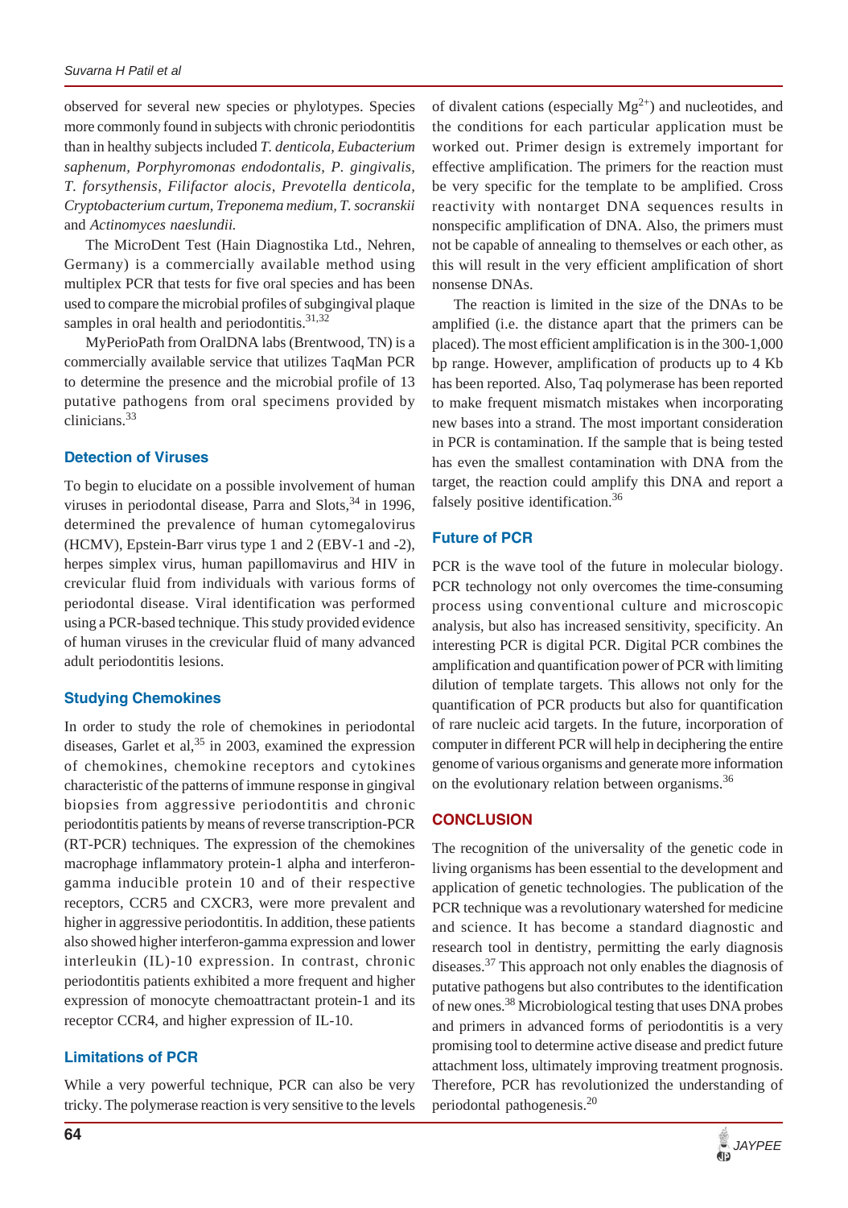observed for several new species or phylotypes. Species more commonly found in subjects with chronic periodontitis than in healthy subjects included *T. denticola, Eubacterium saphenum, Porphyromonas endodontalis, P. gingivalis, T. forsythensis, Filifactor alocis, Prevotella denticola, Cryptobacterium curtum, Treponema medium, T. socranskii* and *Actinomyces naeslundii.*

The MicroDent Test (Hain Diagnostika Ltd., Nehren, Germany) is a commercially available method using multiplex PCR that tests for five oral species and has been used to compare the microbial profiles of subgingival plaque samples in oral health and periodontitis.[31,32]

MyPerioPath from OralDNA labs (Brentwood, TN) is a commercially available service that utilizes TaqMan PCR to determine the presence and the microbial profile of 13 putative pathogens from oral specimens provided by clinicians.[33]

### Detection of Viruses

To begin to elucidate on a possible involvement of human viruses in periodontal disease, Parra and Slots,[34] in 1996, determined the prevalence of human cytomegalovirus (HCMV), Epstein-Barr virus type 1 and 2 (EBV-1 and -2), herpes simplex virus, human papillomavirus and HIV in crevicular fluid from individuals with various forms of periodontal disease. Viral identification was performed using a PCR-based technique. This study provided evidence of human viruses in the crevicular fluid of many advanced adult periodontitis lesions.

### Studying Chemokines

In order to study the role of chemokines in periodontal diseases, Garlet et al,[35] in 2003, examined the expression of chemokines, chemokine receptors and cytokines characteristic of the patterns of immune response in gingival biopsies from aggressive periodontitis and chronic periodontitis patients by means of reverse transcription-PCR (RT-PCR) techniques. The expression of the chemokines macrophage inflammatory protein-1 alpha and interferon-gamma inducible protein 10 and of their respective receptors, CCR5 and CXCR3, were more prevalent and higher in aggressive periodontitis. In addition, these patients also showed higher interferon-gamma expression and lower interleukin (IL)-10 expression. In contrast, chronic periodontitis patients exhibited a more frequent and higher expression of monocyte chemoattractant protein-1 and its receptor CCR4, and higher expression of IL-10.

### Limitations of PCR

While a very powerful technique, PCR can also be very tricky. The polymerase reaction is very sensitive to the levels of divalent cations (especially $Mg^{2+}$) and nucleotides, and the conditions for each particular application must be worked out. Primer design is extremely important for effective amplification. The primers for the reaction must be very specific for the template to be amplified. Cross reactivity with nontarget DNA sequences results in nonspecific amplification of DNA. Also, the primers must not be capable of annealing to themselves or each other, as this will result in the very efficient amplification of short nonsense DNAs.

The reaction is limited in the size of the DNAs to be amplified (i.e. the distance apart that the primers can be placed). The most efficient amplification is in the 300-1,000 bp range. However, amplification of products up to 4 Kb has been reported. Also, Taq polymerase has been reported to make frequent mismatch mistakes when incorporating new bases into a strand. The most important consideration in PCR is contamination. If the sample that is being tested has even the smallest contamination with DNA from the target, the reaction could amplify this DNA and report a falsely positive identification.[36]

### Future of PCR

PCR is the wave tool of the future in molecular biology. PCR technology not only overcomes the time-consuming process using conventional culture and microscopic analysis, but also has increased sensitivity, specificity. An interesting PCR is digital PCR. Digital PCR combines the amplification and quantification power of PCR with limiting dilution of template targets. This allows not only for the quantification of PCR products but also for quantification of rare nucleic acid targets. In the future, incorporation of computer in different PCR will help in deciphering the entire genome of various organisms and generate more information on the evolutionary relation between organisms.[36]

## CONCLUSION

The recognition of the universality of the genetic code in living organisms has been essential to the development and application of genetic technologies. The publication of the PCR technique was a revolutionary watershed for medicine and science. It has become a standard diagnostic and research tool in dentistry, permitting the early diagnosis diseases.[37] This approach not only enables the diagnosis of putative pathogens but also contributes to the identification of new ones.[38] Microbiological testing that uses DNA probes and primers in advanced forms of periodontitis is a very promising tool to determine active disease and predict future attachment loss, ultimately improving treatment prognosis. Therefore, PCR has revolutionized the understanding of periodontal pathogenesis.[20]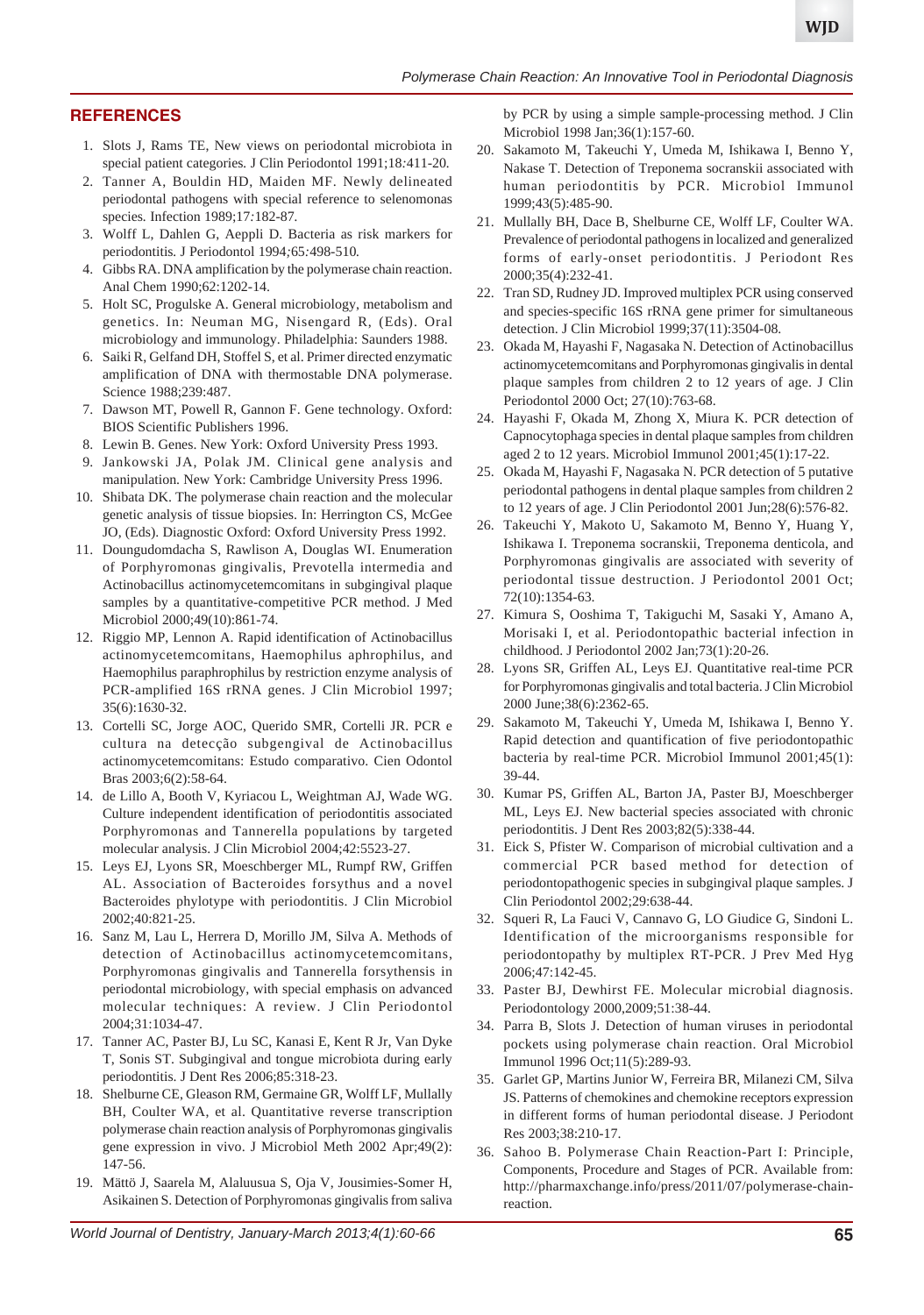## REFERENCES

1. Slots J, Rams TE, New views on periodontal microbiota in special patient categories. J Clin Periodontol 1991;18:411-20.
2. Tanner A, Bouldin HD, Maiden MF. Newly delineated periodontal pathogens with special reference to selenomonas species. Infection 1989;17:182-87.
3. Wolff L, Dahlen G, Aeppli D. Bacteria as risk markers for periodontitis. J Periodontol 1994;65:498-510.
4. Gibbs RA. DNA amplification by the polymerase chain reaction. Anal Chem 1990;62:1202-14.
5. Holt SC, Progulske A. General microbiology, metabolism and genetics. In: Neuman MG, Nisengard R, (Eds). Oral microbiology and immunology. Philadelphia: Saunders 1988.
6. Saiki R, Gelfand DH, Stoffel S, et al. Primer directed enzymatic amplification of DNA with thermostable DNA polymerase. Science 1988;239:487.
7. Dawson MT, Powell R, Gannon F. Gene technology. Oxford: BIOS Scientific Publishers 1996.
8. Lewin B. Genes. New York: Oxford University Press 1993.
9. Jankowski JA, Polak JM. Clinical gene analysis and manipulation. New York: Cambridge University Press 1996.
10. Shibata DK. The polymerase chain reaction and the molecular genetic analysis of tissue biopsies. In: Herrington CS, McGee JO, (Eds). Diagnostic Oxford: Oxford University Press 1992.
11. Doungudomdacha S, Rawlison A, Douglas WI. Enumeration of Porphyromonas gingivalis, Prevotella intermedia and Actinobacillus actinomycetemcomitans in subgingival plaque samples by a quantitative-competitive PCR method. J Med Microbiol 2000;49(10):861-74.
12. Riggio MP, Lennon A. Rapid identification of Actinobacillus actinomycetemcomitans, Haemophilus aphrophilus, and Haemophilus paraphrophilus by restriction enzyme analysis of PCR-amplified 16S rRNA genes. J Clin Microbiol 1997; 35(6):1630-32.
13. Cortelli SC, Jorge AOC, Querido SMR, Cortelli JR. PCR e cultura na detecção subgengival de Actinobacillus actinomycetemcomitans: Estudo comparativo. Cien Odontol Bras 2003;6(2):58-64.
14. de Lillo A, Booth V, Kyriacou L, Weightman AJ, Wade WG. Culture independent identification of periodontitis associated Porphyromonas and Tannerella populations by targeted molecular analysis. J Clin Microbiol 2004;42:5523-27.
15. Leys EJ, Lyons SR, Moeschberger ML, Rumpf RW, Griffen AL. Association of Bacteroides forsythus and a novel Bacteroides phylotype with periodontitis. J Clin Microbiol 2002;40:821-25.
16. Sanz M, Lau L, Herrera D, Morillo JM, Silva A. Methods of detection of Actinobacillus actinomycetemcomitans, Porphyromonas gingivalis and Tannerella forsythensis in periodontal microbiology, with special emphasis on advanced molecular techniques: A review. J Clin Periodontol 2004;31:1034-47.
17. Tanner AC, Paster BJ, Lu SC, Kanasi E, Kent R Jr, Van Dyke T, Sonis ST. Subgingival and tongue microbiota during early periodontitis. J Dent Res 2006;85:318-23.
18. Shelburne CE, Gleason RM, Germaine GR, Wolff LF, Mullally BH, Coulter WA, et al. Quantitative reverse transcription polymerase chain reaction analysis of Porphyromonas gingivalis gene expression in vivo. J Microbiol Meth 2002 Apr;49(2): 147-56.
19. Mättö J, Saarela M, Alaluusua S, Oja V, Jousimies-Somer H, Asikainen S. Detection of Porphyromonas gingivalis from saliva by PCR by using a simple sample-processing method. J Clin Microbiol 1998 Jan;36(1):157-60.
20. Sakamoto M, Takeuchi Y, Umeda M, Ishikawa I, Benno Y, Nakase T. Detection of Treponema socranskii associated with human periodontitis by PCR. Microbiol Immunol 1999;43(5):485-90.
21. Mullally BH, Dace B, Shelburne CE, Wolff LF, Coulter WA. Prevalence of periodontal pathogens in localized and generalized forms of early-onset periodontitis. J Periodont Res 2000;35(4):232-41.
22. Tran SD, Rudney JD. Improved multiplex PCR using conserved and species-specific 16S rRNA gene primer for simultaneous detection. J Clin Microbiol 1999;37(11):3504-08.
23. Okada M, Hayashi F, Nagasaka N. Detection of Actinobacillus actinomycetemcomitans and Porphyromonas gingivalis in dental plaque samples from children 2 to 12 years of age. J Clin Periodontol 2000 Oct; 27(10):763-68.
24. Hayashi F, Okada M, Zhong X, Miura K. PCR detection of Capnocytophaga species in dental plaque samples from children aged 2 to 12 years. Microbiol Immunol 2001;45(1):17-22.
25. Okada M, Hayashi F, Nagasaka N. PCR detection of 5 putative periodontal pathogens in dental plaque samples from children 2 to 12 years of age. J Clin Periodontol 2001 Jun;28(6):576-82.
26. Takeuchi Y, Makoto U, Sakamoto M, Benno Y, Huang Y, Ishikawa I. Treponema socranskii, Treponema denticola, and Porphyromonas gingivalis are associated with severity of periodontal tissue destruction. J Periodontol 2001 Oct; 72(10):1354-63.
27. Kimura S, Ooshima T, Takiguchi M, Sasaki Y, Amano A, Morisaki I, et al. Periodontopathic bacterial infection in childhood. J Periodontol 2002 Jan;73(1):20-26.
28. Lyons SR, Griffen AL, Leys EJ. Quantitative real-time PCR for Porphyromonas gingivalis and total bacteria. J Clin Microbiol 2000 June;38(6):2362-65.
29. Sakamoto M, Takeuchi Y, Umeda M, Ishikawa I, Benno Y. Rapid detection and quantification of five periodontopathic bacteria by real-time PCR. Microbiol Immunol 2001;45(1): 39-44.
30. Kumar PS, Griffen AL, Barton JA, Paster BJ, Moeschberger ML, Leys EJ. New bacterial species associated with chronic periodontitis. J Dent Res 2003;82(5):338-44.
31. Eick S, Pfister W. Comparison of microbial cultivation and a commercial PCR based method for detection of periodontopathogenic species in subgingival plaque samples. J Clin Periodontol 2002;29:638-44.
32. Squeri R, La Fauci V, Cannavo G, LO Giudice G, Sindoni L. Identification of the microorganisms responsible for periodontopathy by multiplex RT-PCR. J Prev Med Hyg 2006;47:142-45.
33. Paster BJ, Dewhirst FE. Molecular microbial diagnosis. Periodontology 2000,2009;51:38-44.
34. Parra B, Slots J. Detection of human viruses in periodontal pockets using polymerase chain reaction. Oral Microbiol Immunol 1996 Oct;11(5):289-93.
35. Garlet GP, Martins Junior W, Ferreira BR, Milanezi CM, Silva JS. Patterns of chemokines and chemokine receptors expression in different forms of human periodontal disease. J Periodont Res 2003;38:210-17.
36. Sahoo B. Polymerase Chain Reaction-Part I: Principle, Components, Procedure and Stages of PCR. Available from: http://pharmaxchange.info/press/2011/07/polymerase-chain-reaction.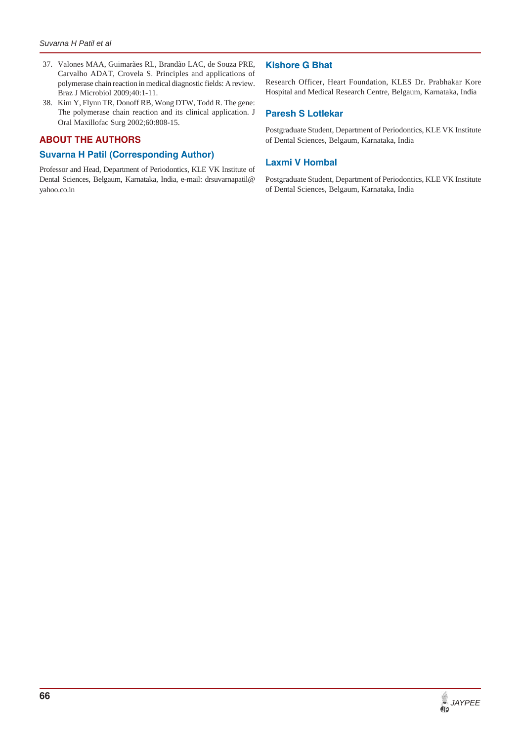37. Valones MAA, Guimarães RL, Brandão LAC, de Souza PRE, Carvalho ADAT, Crovela S. Principles and applications of polymerase chain reaction in medical diagnostic fields: A review. Braz J Microbiol 2009;40:1-11.
38. Kim Y, Flynn TR, Donoff RB, Wong DTW, Todd R. The gene: The polymerase chain reaction and its clinical application. J Oral Maxillofac Surg 2002;60:808-15.

## ABOUT THE AUTHORS

### Suvarna H Patil (Corresponding Author)

Professor and Head, Department of Periodontics, KLE VK Institute of Dental Sciences, Belgaum, Karnataka, India, e-mail: drsuvarnapatil@yahoo.co.in

### Kishore G Bhat

Research Officer, Heart Foundation, KLES Dr. Prabhakar Kore Hospital and Medical Research Centre, Belgaum, Karnataka, India

### Paresh S Lotlekar

Postgraduate Student, Department of Periodontics, KLE VK Institute of Dental Sciences, Belgaum, Karnataka, India

### Laxmi V Hombal

Postgraduate Student, Department of Periodontics, KLE VK Institute of Dental Sciences, Belgaum, Karnataka, India